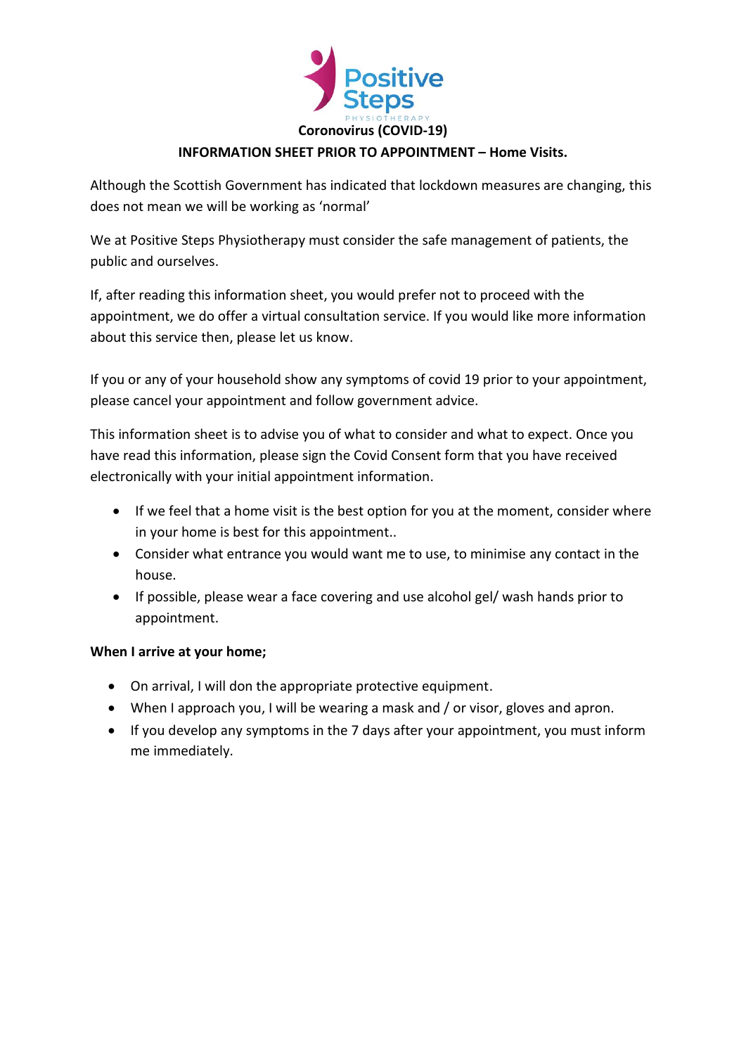Positive Steps PHYSIOTHERAPY

# Coronovirus (COVID-19)

## INFORMATION SHEET PRIOR TO APPOINTMENT – Home Visits.

Although the Scottish Government has indicated that lockdown measures are changing, this does not mean we will be working as 'normal'

We at Positive Steps Physiotherapy must consider the safe management of patients, the public and ourselves.

If, after reading this information sheet, you would prefer not to proceed with the appointment, we do offer a virtual consultation service. If you would like more information about this service then, please let us know.

If you or any of your household show any symptoms of covid 19 prior to your appointment, please cancel your appointment and follow government advice.

This information sheet is to advise you of what to consider and what to expect. Once you have read this information, please sign the Covid Consent form that you have received electronically with your initial appointment information.

- If we feel that a home visit is the best option for you at the moment, consider where in your home is best for this appointment..
- Consider what entrance you would want me to use, to minimise any contact in the house.
- If possible, please wear a face covering and use alcohol gel/ wash hands prior to appointment.

**When I arrive at your home;**

- On arrival, I will don the appropriate protective equipment.
- When I approach you, I will be wearing a mask and / or visor, gloves and apron.
- If you develop any symptoms in the 7 days after your appointment, you must inform me immediately.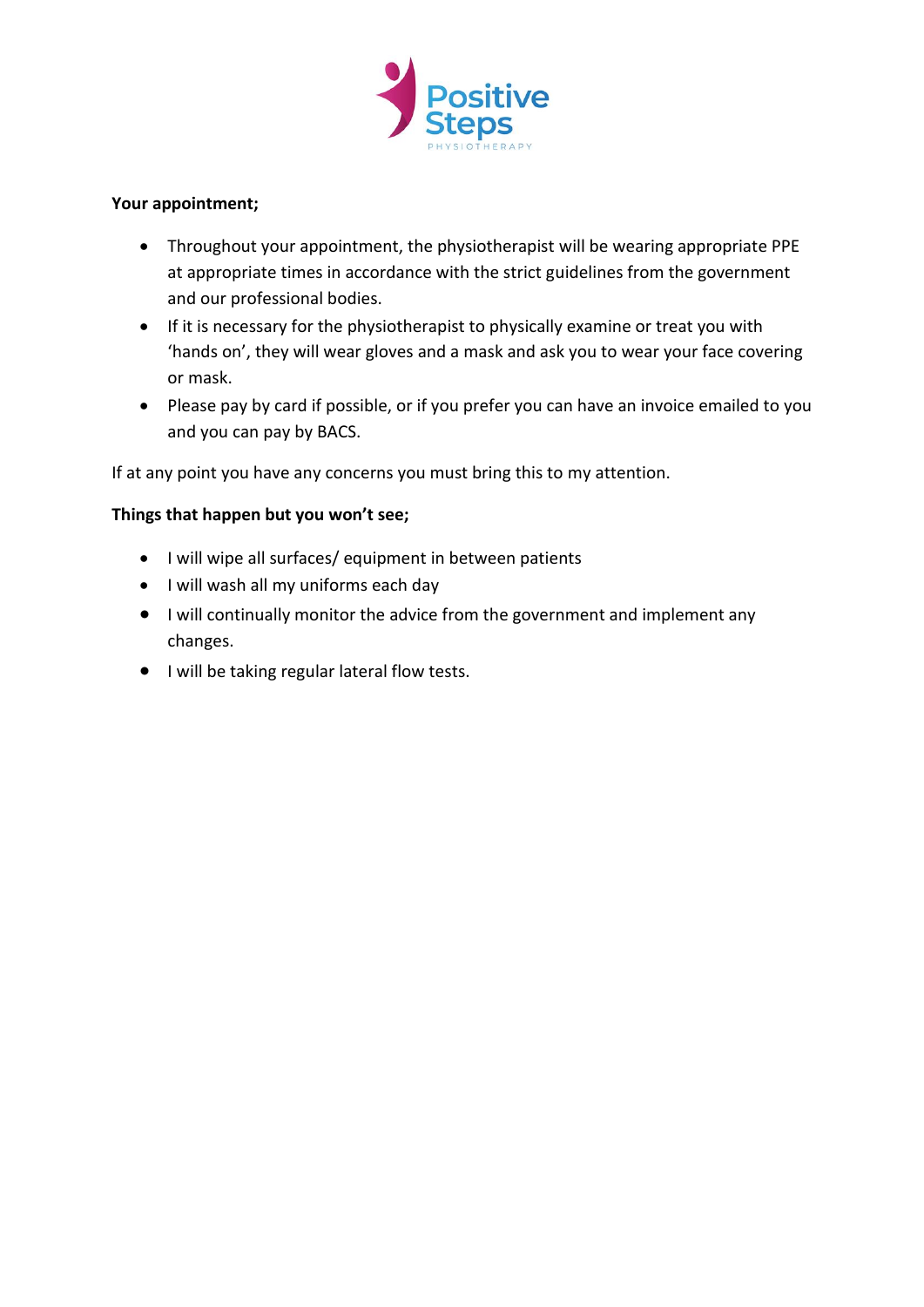**Your appointment;**

- Throughout your appointment, the physiotherapist will be wearing appropriate PPE at appropriate times in accordance with the strict guidelines from the government and our professional bodies.
- If it is necessary for the physiotherapist to physically examine or treat you with 'hands on', they will wear gloves and a mask and ask you to wear your face covering or mask.
- Please pay by card if possible, or if you prefer you can have an invoice emailed to you and you can pay by BACS.

If at any point you have any concerns you must bring this to my attention.

**Things that happen but you won't see;**

- I will wipe all surfaces/ equipment in between patients
- I will wash all my uniforms each day
- I will continually monitor the advice from the government and implement any changes.
- I will be taking regular lateral flow tests.